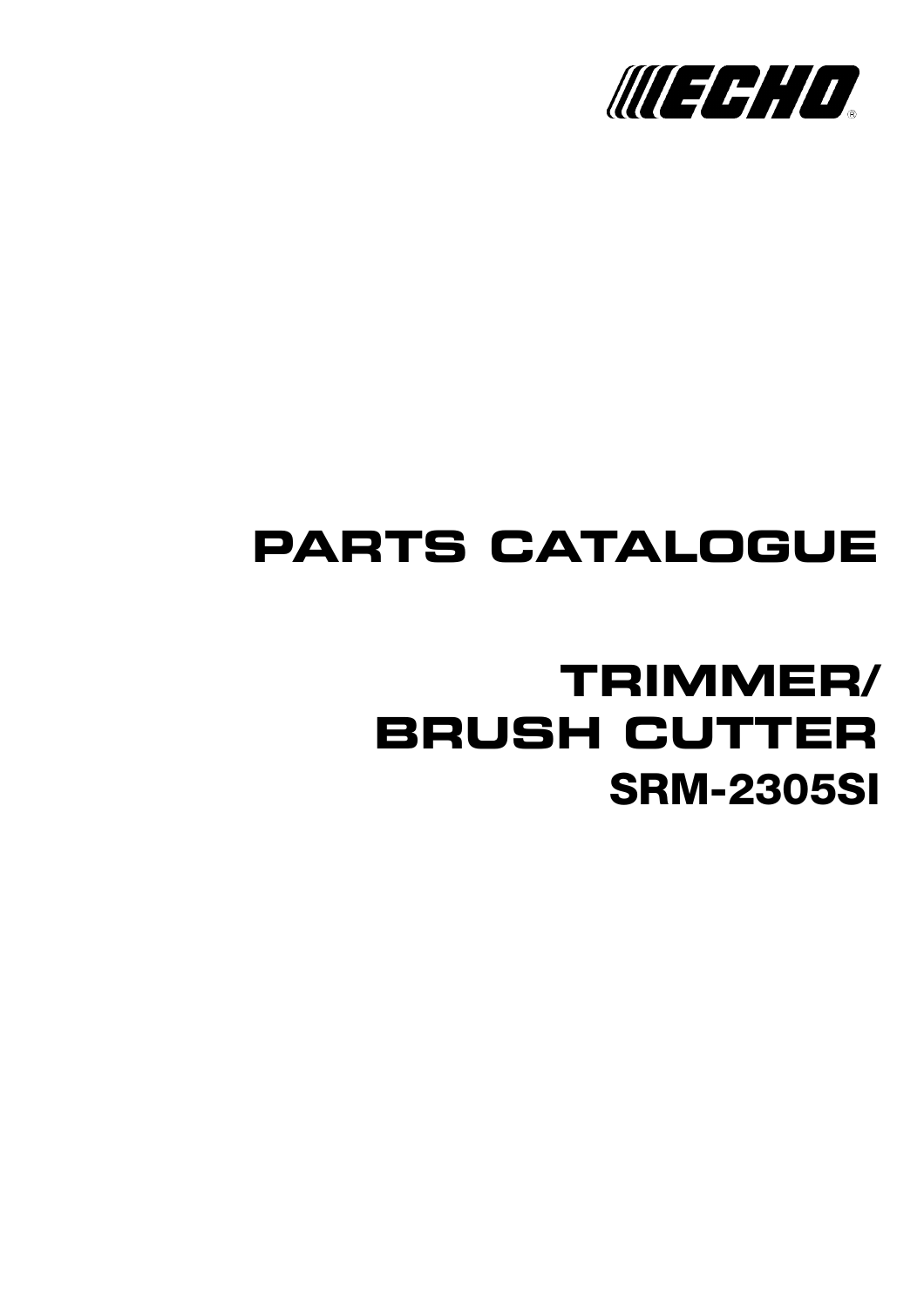ECHO®

# PARTS CATALOGUE

# TRIMMER/ BRUSH CUTTER

## SRM-2305SI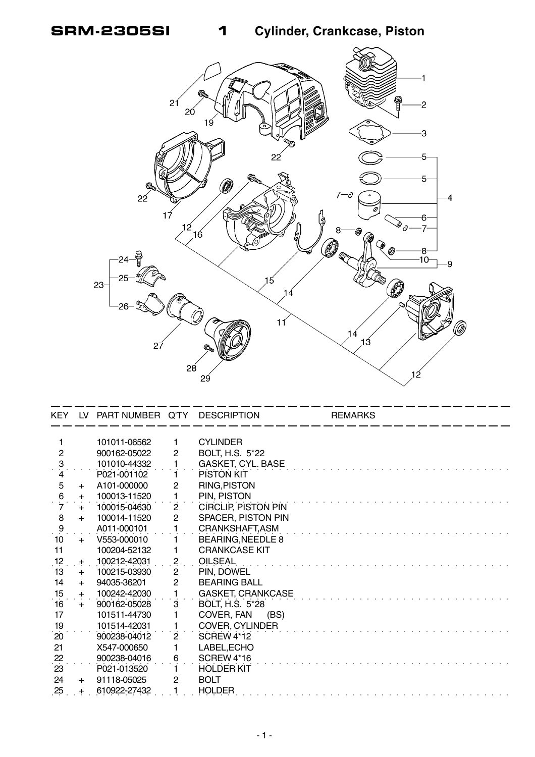# SRM-2305SI 1 Cylinder, Crankcase, Piston

| KEY | LV | PART NUMBER | Q'TY | DESCRIPTION | REMARKS |
|---|---|---|---|---|---|
| 1 | | 101011-06562 | 1 | CYLINDER | |
| 2 | | 900162-05022 | 2 | BOLT, H.S. 5*22 | |
| 3 | | 101010-44332 | 1 | GASKET, CYL. BASE | |
| 4 | | P021-001102 | 1 | PISTON KIT | |
| 5 | + | A101-000000 | 2 | RING,PISTON | |
| 6 | + | 100013-11520 | 1 | PIN, PISTON | |
| 7 | + | 100015-04630 | 2 | CIRCLIP, PISTON PIN | |
| 8 | + | 100014-11520 | 2 | SPACER, PISTON PIN | |
| 9 | | A011-000101 | 1 | CRANKSHAFT,ASM | |
| 10 | + | V553-000010 | 1 | BEARING,NEEDLE 8 | |
| 11 | | 100204-52132 | 1 | CRANKCASE KIT | |
| 12 | + | 100212-42031 | 2 | OILSEAL | |
| 13 | + | 100215-03930 | 2 | PIN, DOWEL | |
| 14 | + | 94035-36201 | 2 | BEARING BALL | |
| 15 | + | 100242-42030 | 1 | GASKET, CRANKCASE | |
| 16 | + | 900162-05028 | 3 | BOLT, H.S. 5*28 | |
| 17 | | 101511-44730 | 1 | COVER, FAN (BS) | |
| 19 | | 101514-42031 | 1 | COVER, CYLINDER | |
| 20 | | 900238-04012 | 2 | SCREW 4*12 | |
| 21 | | X547-000650 | 1 | LABEL,ECHO | |
| 22 | | 900238-04016 | 6 | SCREW 4*16 | |
| 23 | | P021-013520 | 1 | HOLDER KIT | |
| 24 | + | 91118-05025 | 2 | BOLT | |
| 25 | + | 610922-27432 | 1 | HOLDER | |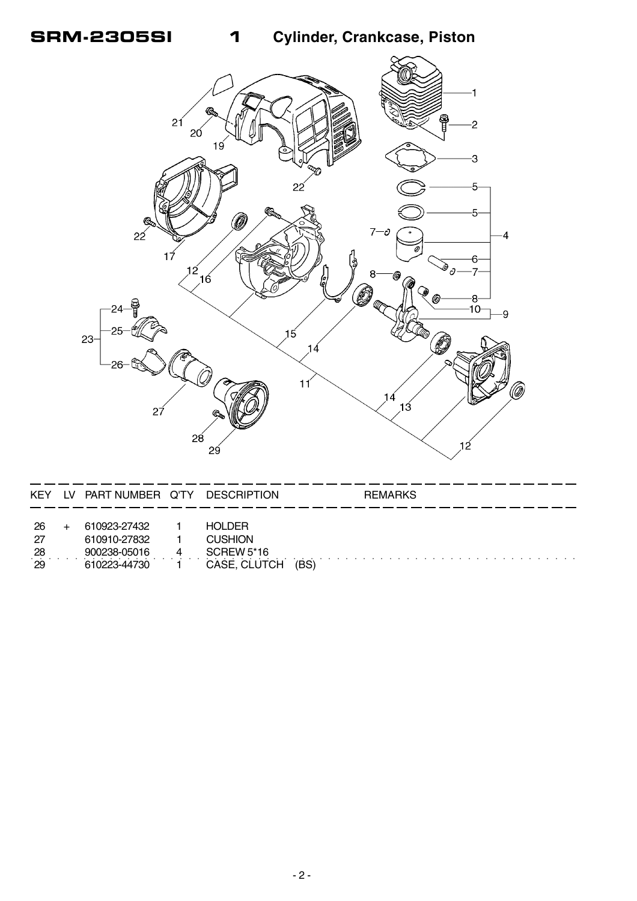# SRM-2305SI 1 Cylinder, Crankcase, Piston

| KEY | LV | PART NUMBER | Q'TY | DESCRIPTION | REMARKS |
|---|---|---|---|---|---|
| 26 | + | 610923-27432 | 1 | HOLDER | |
| 27 | | 610910-27832 | 1 | CUSHION | |
| 28 | | 900238-05016 | 4 | SCREW 5*16 | |
| 29 | | 610223-44730 | 1 | CASE, CLUTCH (BS) | |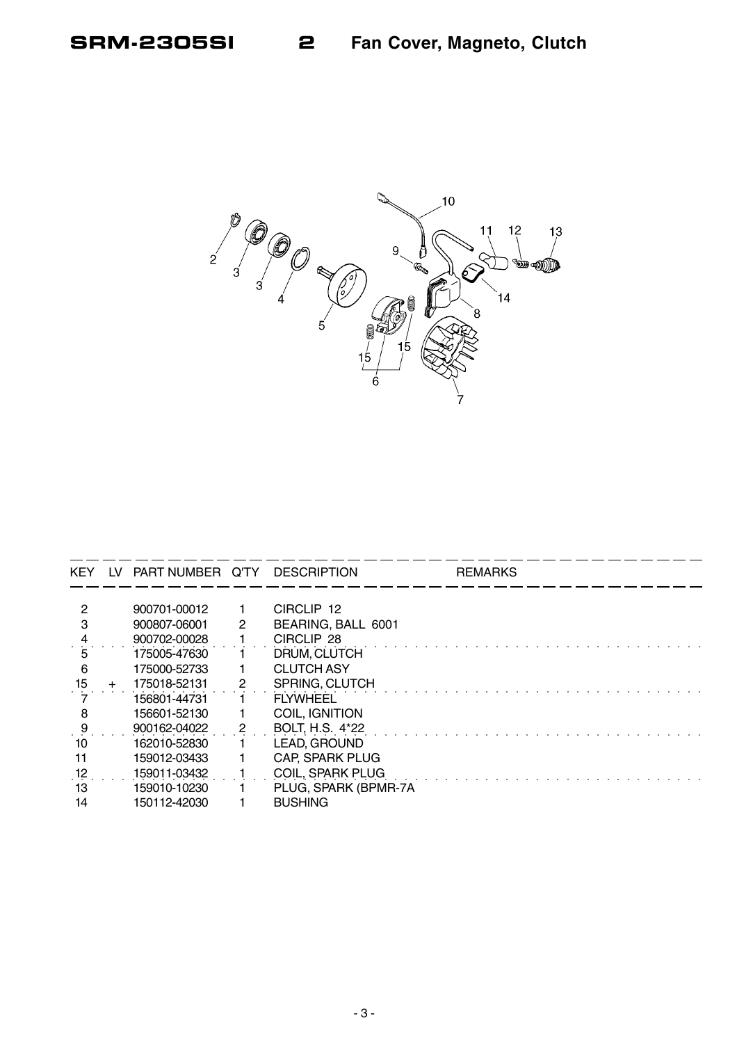# SRM-2305SI 2 Fan Cover, Magneto, Clutch

| KEY | LV | PART NUMBER | Q'TY | DESCRIPTION | REMARKS |
|---|---|---|---|---|---|
| 2 | | 900701-00012 | 1 | CIRCLIP 12 | |
| 3 | | 900807-06001 | 2 | BEARING, BALL 6001 | |
| 4 | | 900702-00028 | 1 | CIRCLIP 28 | |
| 5 | | 175005-47630 | 1 | DRUM, CLUTCH | |
| 6 | | 175000-52733 | 1 | CLUTCH ASY | |
| 15 | + | 175018-52131 | 2 | SPRING, CLUTCH | |
| 7 | | 156801-44731 | 1 | FLYWHEEL | |
| 8 | | 156601-52130 | 1 | COIL, IGNITION | |
| 9 | | 900162-04022 | 2 | BOLT, H.S. 4*22 | |
| 10 | | 162010-52830 | 1 | LEAD, GROUND | |
| 11 | | 159012-03433 | 1 | CAP, SPARK PLUG | |
| 12 | | 159011-03432 | 1 | COIL, SPARK PLUG | |
| 13 | | 159010-10230 | 1 | PLUG, SPARK (BPMR-7A | |
| 14 | | 150112-42030 | 1 | BUSHING | |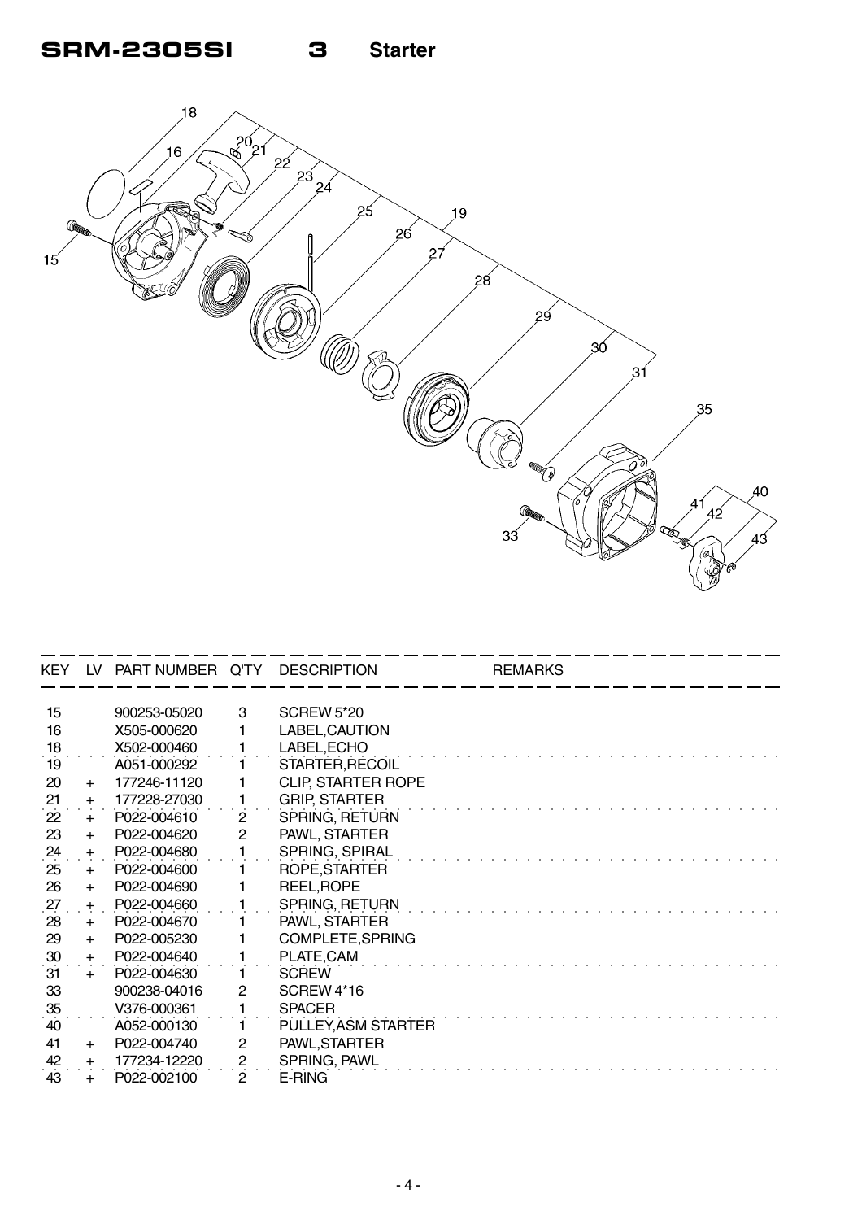# SRM-2305SI 3 Starter

| KEY | LV | PART NUMBER | Q'TY | DESCRIPTION | REMARKS |
|---|---|---|---|---|---|
| 15 | | 900253-05020 | 3 | SCREW 5*20 | |
| 16 | | X505-000620 | 1 | LABEL,CAUTION | |
| 18 | | X502-000460 | 1 | LABEL,ECHO | |
| 19 | | A051-000292 | 1 | STARTER,RECOIL | |
| 20 | + | 177246-11120 | 1 | CLIP, STARTER ROPE | |
| 21 | + | 177228-27030 | 1 | GRIP, STARTER | |
| 22 | + | P022-004610 | 2 | SPRING, RETURN | |
| 23 | + | P022-004620 | 2 | PAWL, STARTER | |
| 24 | + | P022-004680 | 1 | SPRING, SPIRAL | |
| 25 | + | P022-004600 | 1 | ROPE,STARTER | |
| 26 | + | P022-004690 | 1 | REEL,ROPE | |
| 27 | + | P022-004660 | 1 | SPRING, RETURN | |
| 28 | + | P022-004670 | 1 | PAWL, STARTER | |
| 29 | + | P022-005230 | 1 | COMPLETE,SPRING | |
| 30 | + | P022-004640 | 1 | PLATE,CAM | |
| 31 | + | P022-004630 | 1 | SCREW | |
| 33 | | 900238-04016 | 2 | SCREW 4*16 | |
| 35 | | V376-000361 | 1 | SPACER | |
| 40 | | A052-000130 | 1 | PULLEY,ASM STARTER | |
| 41 | + | P022-004740 | 2 | PAWL,STARTER | |
| 42 | + | 177234-12220 | 2 | SPRING, PAWL | |
| 43 | + | P022-002100 | 2 | E-RING | |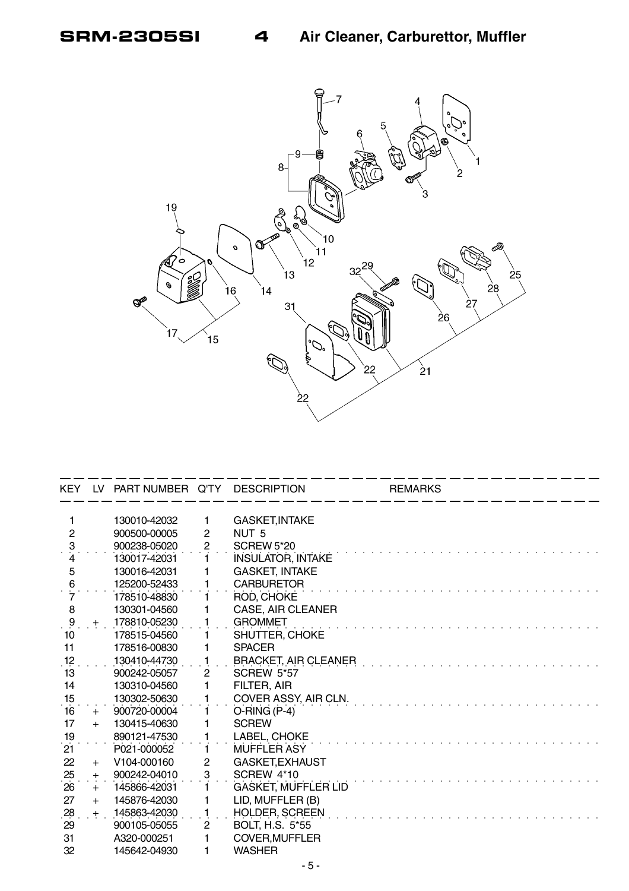# SRM-2305SI 4 Air Cleaner, Carburettor, Muffler

| KEY | LV | PART NUMBER | Q'TY | DESCRIPTION | REMARKS |
|---|---|---|---|---|---|
| 1 | | 130010-42032 | 1 | GASKET,INTAKE | |
| 2 | | 900500-00005 | 2 | NUT 5 | |
| 3 | | 900238-05020 | 2 | SCREW 5*20 | |
| 4 | | 130017-42031 | 1 | INSULATOR, INTAKE | |
| 5 | | 130016-42031 | 1 | GASKET, INTAKE | |
| 6 | | 125200-52433 | 1 | CARBURETOR | |
| 7 | | 178510-48830 | 1 | ROD, CHOKE | |
| 8 | | 130301-04560 | 1 | CASE, AIR CLEANER | |
| 9 | + | 178810-05230 | 1 | GROMMET | |
| 10 | | 178515-04560 | 1 | SHUTTER, CHOKE | |
| 11 | | 178516-00830 | 1 | SPACER | |
| 12 | | 130410-44730 | 1 | BRACKET, AIR CLEANER | |
| 13 | | 900242-05057 | 2 | SCREW 5*57 | |
| 14 | | 130310-04560 | 1 | FILTER, AIR | |
| 15 | | 130302-50630 | 1 | COVER ASSY, AIR CLN. | |
| 16 | + | 900720-00004 | 1 | O-RING (P-4) | |
| 17 | + | 130415-40630 | 1 | SCREW | |
| 19 | | 890121-47530 | 1 | LABEL, CHOKE | |
| 21 | | P021-000052 | 1 | MUFFLER ASY | |
| 22 | + | V104-000160 | 2 | GASKET,EXHAUST | |
| 25 | + | 900242-04010 | 3 | SCREW 4*10 | |
| 26 | + | 145866-42031 | 1 | GASKET, MUFFLER LID | |
| 27 | + | 145876-42030 | 1 | LID, MUFFLER (B) | |
| 28 | + | 145863-42030 | 1 | HOLDER, SCREEN | |
| 29 | | 900105-05055 | 2 | BOLT, H.S. 5*55 | |
| 31 | | A320-000251 | 1 | COVER,MUFFLER | |
| 32 | | 145642-04930 | 1 | WASHER | |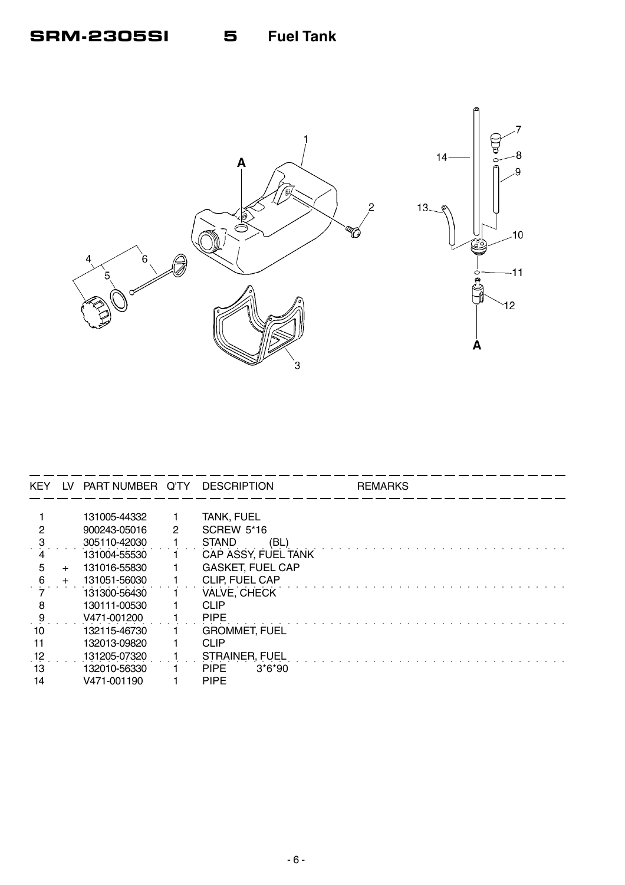# SRM-2305SI 5 Fuel Tank

| KEY | LV | PART NUMBER | Q'TY | DESCRIPTION | REMARKS |
|---|---|---|---|---|---|
| 1 | | 131005-44332 | 1 | TANK, FUEL | |
| 2 | | 900243-05016 | 2 | SCREW 5*16 | |
| 3 | | 305110-42030 | 1 | STAND (BL) | |
| 4 | | 131004-55530 | 1 | CAP ASSY, FUEL TANK | |
| 5 | + | 131016-55830 | 1 | GASKET, FUEL CAP | |
| 6 | + | 131051-56030 | 1 | CLIP, FUEL CAP | |
| 7 | | 131300-56430 | 1 | VALVE, CHECK | |
| 8 | | 130111-00530 | 1 | CLIP | |
| 9 | | V471-001200 | 1 | PIPE | |
| 10 | | 132115-46730 | 1 | GROMMET, FUEL | |
| 11 | | 132013-09820 | 1 | CLIP | |
| 12 | | 131205-07320 | 1 | STRAINER, FUEL | |
| 13 | | 132010-56330 | 1 | PIPE 3*6*90 | |
| 14 | | V471-001190 | 1 | PIPE | |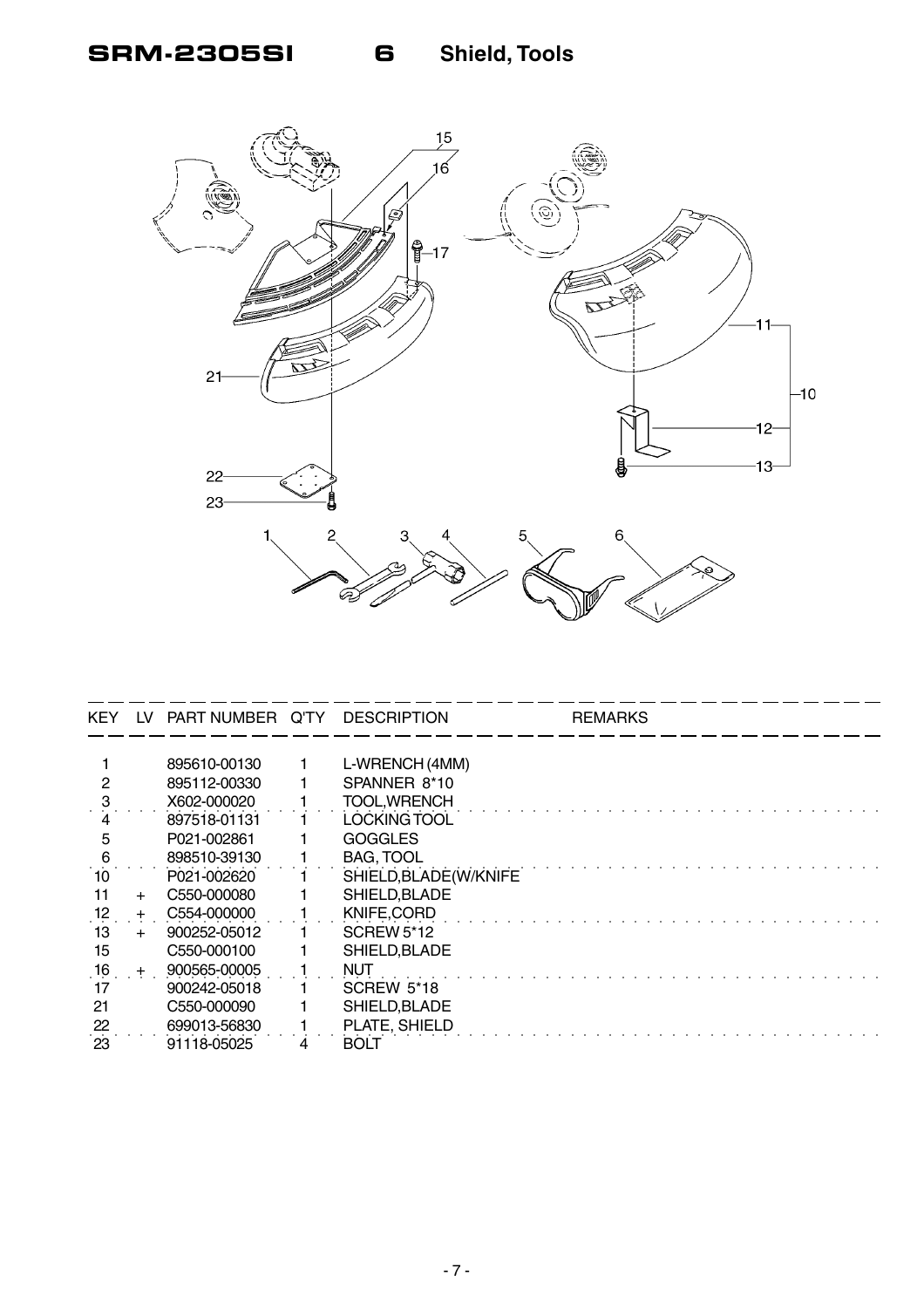# SRM-2305SI 6 Shield, Tools

| KEY | LV | PART NUMBER | Q'TY | DESCRIPTION | REMARKS |
|---|---|---|---|---|---|
| 1 | | 895610-00130 | 1 | L-WRENCH (4MM) | |
| 2 | | 895112-00330 | 1 | SPANNER 8*10 | |
| 3 | | X602-000020 | 1 | TOOL,WRENCH | |
| 4 | | 897518-01131 | 1 | LOCKING TOOL | |
| 5 | | P021-002861 | 1 | GOGGLES | |
| 6 | | 898510-39130 | 1 | BAG, TOOL | |
| 10 | | P021-002620 | 1 | SHIELD,BLADE(W/KNIFE | |
| 11 | + | C550-000080 | 1 | SHIELD,BLADE | |
| 12 | + | C554-000000 | 1 | KNIFE,CORD | |
| 13 | + | 900252-05012 | 1 | SCREW 5*12 | |
| 15 | | C550-000100 | 1 | SHIELD,BLADE | |
| 16 | + | 900565-00005 | 1 | NUT | |
| 17 | | 900242-05018 | 1 | SCREW 5*18 | |
| 21 | | C550-000090 | 1 | SHIELD,BLADE | |
| 22 | | 699013-56830 | 1 | PLATE, SHIELD | |
| 23 | | 91118-05025 | 4 | BOLT | |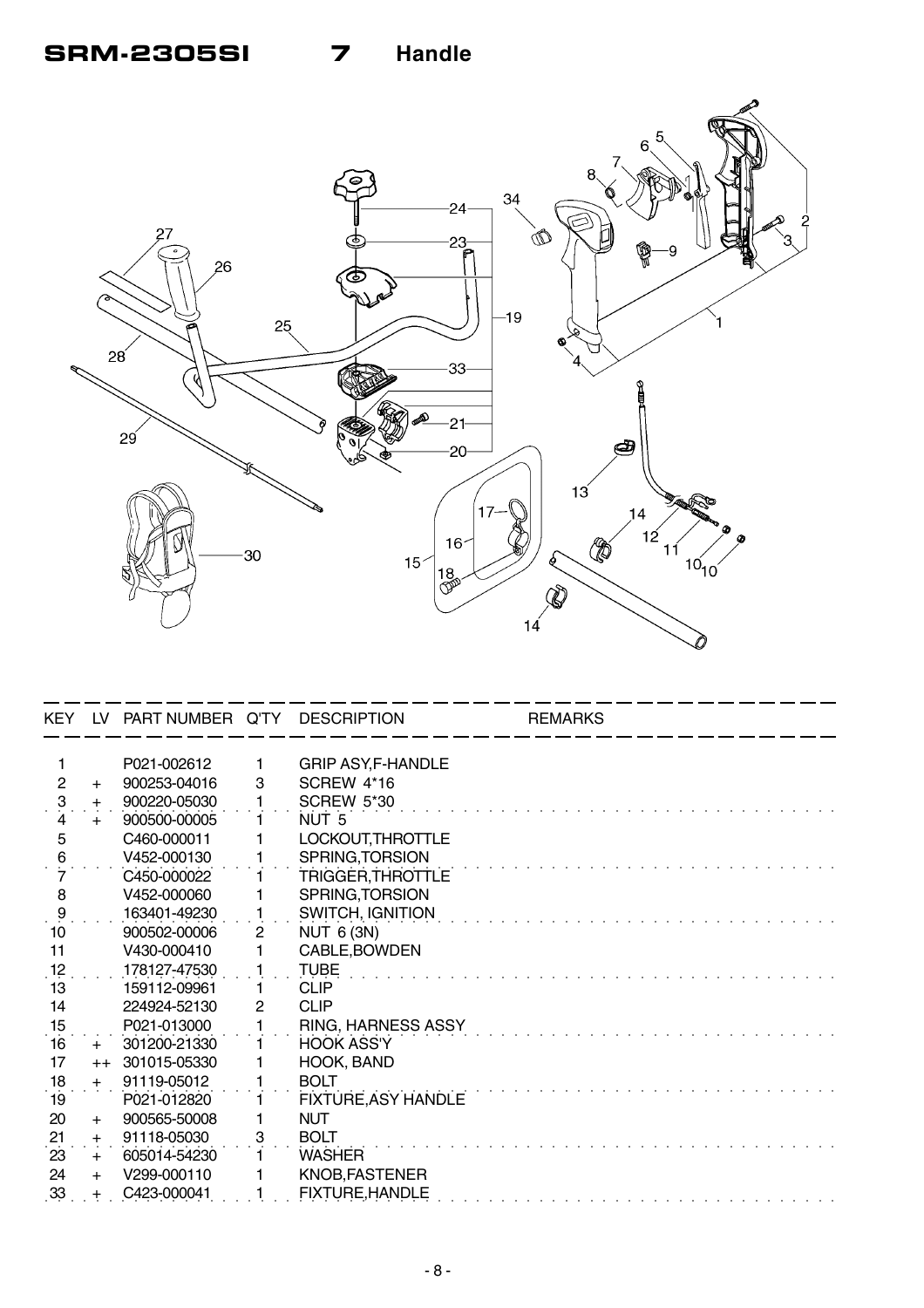# SRM-2305SI 7 Handle

| KEY | LV | PART NUMBER | Q'TY | DESCRIPTION | REMARKS |
|---|---|---|---|---|---|
| 1 | | P021-002612 | 1 | GRIP ASY,F-HANDLE | |
| 2 | + | 900253-04016 | 3 | SCREW 4*16 | |
| 3 | + | 900220-05030 | 1 | SCREW 5*30 | |
| 4 | + | 900500-00005 | 1 | NUT 5 | |
| 5 | | C460-000011 | 1 | LOCKOUT,THROTTLE | |
| 6 | | V452-000130 | 1 | SPRING,TORSION | |
| 7 | | C450-000022 | 1 | TRIGGER,THROTTLE | |
| 8 | | V452-000060 | 1 | SPRING,TORSION | |
| 9 | | 163401-49230 | 1 | SWITCH, IGNITION | |
| 10 | | 900502-00006 | 2 | NUT 6 (3N) | |
| 11 | | V430-000410 | 1 | CABLE,BOWDEN | |
| 12 | | 178127-47530 | 1 | TUBE | |
| 13 | | 159112-09961 | 1 | CLIP | |
| 14 | | 224924-52130 | 2 | CLIP | |
| 15 | | P021-013000 | 1 | RING, HARNESS ASSY | |
| 16 | + | 301200-21330 | 1 | HOOK ASS'Y | |
| 17 | ++ | 301015-05330 | 1 | HOOK, BAND | |
| 18 | + | 91119-05012 | 1 | BOLT | |
| 19 | | P021-012820 | 1 | FIXTURE,ASY HANDLE | |
| 20 | + | 900565-50008 | 1 | NUT | |
| 21 | + | 91118-05030 | 3 | BOLT | |
| 23 | + | 605014-54230 | 1 | WASHER | |
| 24 | + | V299-000110 | 1 | KNOB,FASTENER | |
| 33 | + | C423-000041 | 1 | FIXTURE,HANDLE | |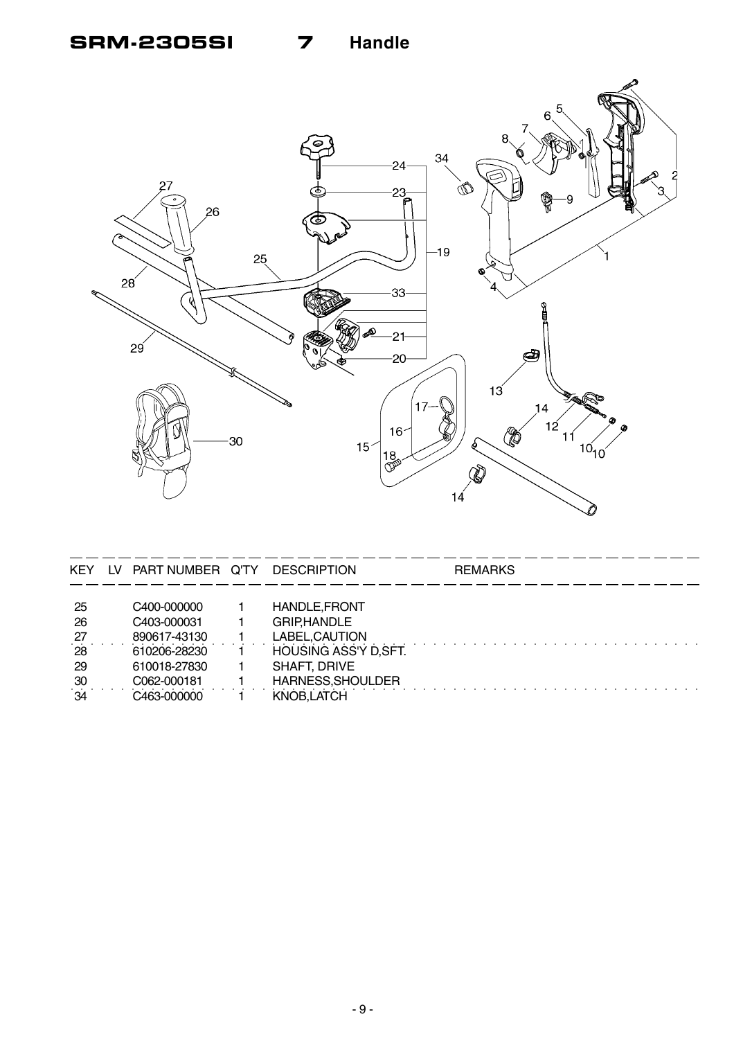# SRM-2305SI 7 Handle

| KEY | LV | PART NUMBER | Q'TY | DESCRIPTION | REMARKS |
|---|---|---|---|---|---|
| 25 | | C400-000000 | 1 | HANDLE,FRONT | |
| 26 | | C403-000031 | 1 | GRIP,HANDLE | |
| 27 | | 890617-43130 | 1 | LABEL,CAUTION | |
| 28 | | 610206-28230 | 1 | HOUSING ASS'Y D,SFT. | |
| 29 | | 610018-27830 | 1 | SHAFT, DRIVE | |
| 30 | | C062-000181 | 1 | HARNESS,SHOULDER | |
| 34 | | C463-000000 | 1 | KNOB,LATCH | |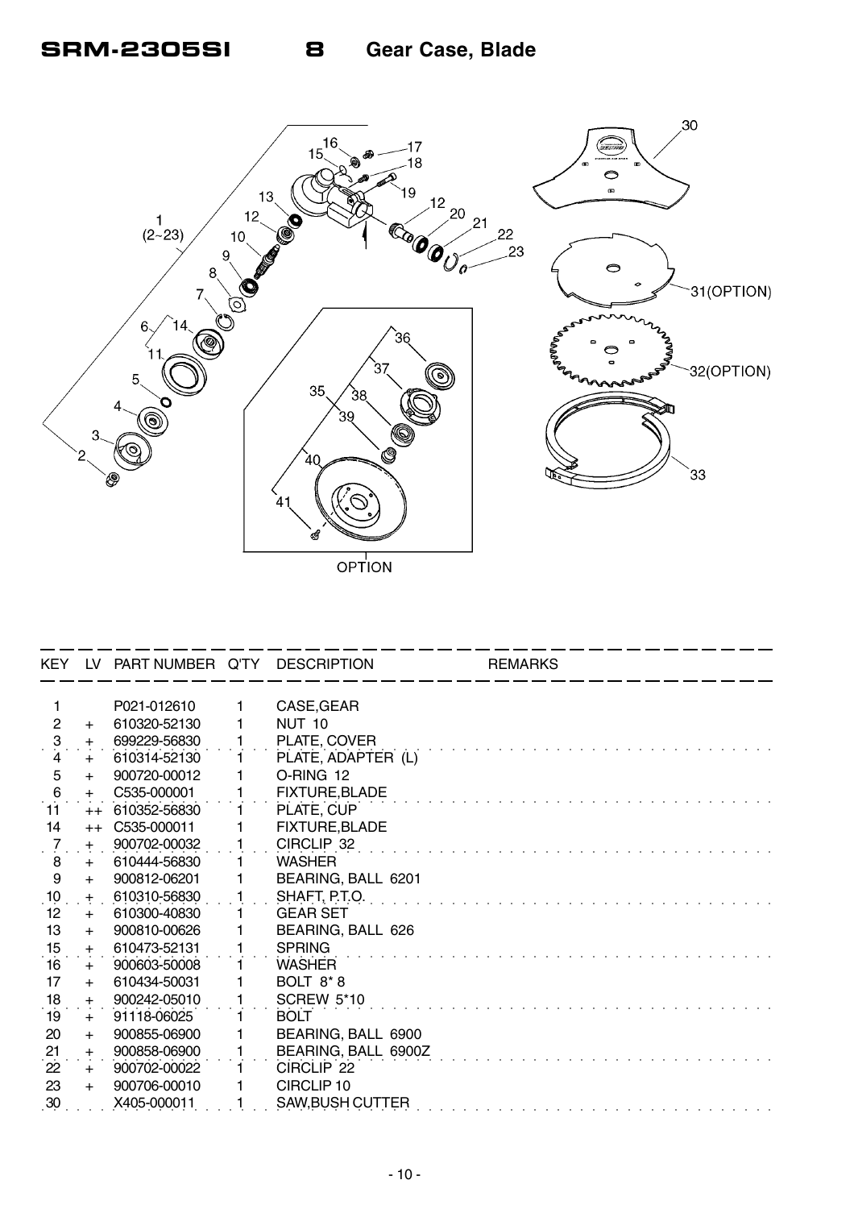# SRM-2305SI 8 Gear Case, Blade

| KEY | LV | PART NUMBER | Q'TY | DESCRIPTION | REMARKS |
|---|---|---|---|---|---|
| 1 | | P021-012610 | 1 | CASE,GEAR | |
| 2 | + | 610320-52130 | 1 | NUT 10 | |
| 3 | + | 699229-56830 | 1 | PLATE, COVER | |
| 4 | + | 610314-52130 | 1 | PLATE, ADAPTER (L) | |
| 5 | + | 900720-00012 | 1 | O-RING 12 | |
| 6 | + | C535-000001 | 1 | FIXTURE,BLADE | |
| 11 | ++ | 610352-56830 | 1 | PLATE, CUP | |
| 14 | ++ | C535-000011 | 1 | FIXTURE,BLADE | |
| 7 | + | 900702-00032 | 1 | CIRCLIP 32 | |
| 8 | + | 610444-56830 | 1 | WASHER | |
| 9 | + | 900812-06201 | 1 | BEARING, BALL 6201 | |
| 10 | + | 610310-56830 | 1 | SHAFT, P.T.O. | |
| 12 | + | 610300-40830 | 1 | GEAR SET | |
| 13 | + | 900810-00626 | 1 | BEARING, BALL 626 | |
| 15 | + | 610473-52131 | 1 | SPRING | |
| 16 | + | 900603-50008 | 1 | WASHER | |
| 17 | + | 610434-50031 | 1 | BOLT 8* 8 | |
| 18 | + | 900242-05010 | 1 | SCREW 5*10 | |
| 19 | + | 91118-06025 | 1 | BOLT | |
| 20 | + | 900855-06900 | 1 | BEARING, BALL 6900 | |
| 21 | + | 900858-06900 | 1 | BEARING, BALL 6900Z | |
| 22 | + | 900702-00022 | 1 | CIRCLIP 22 | |
| 23 | + | 900706-00010 | 1 | CIRCLIP 10 | |
| 30 | | X405-000011 | 1 | SAW,BUSH CUTTER | |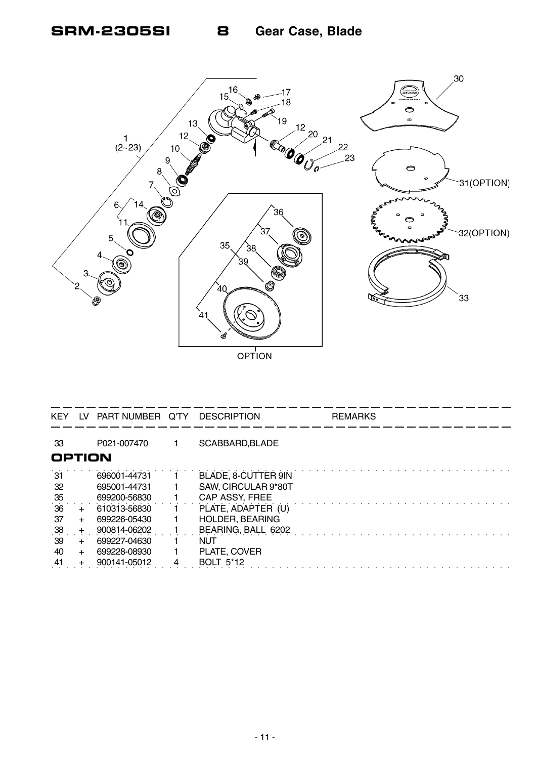# SRM-2305SI 8 Gear Case, Blade

| KEY | LV | PART NUMBER | Q'TY | DESCRIPTION | REMARKS |
|---|---|---|---|---|---|
| 33 | | P021-007470 | 1 | SCABBARD,BLADE | |

**OPTION**

| KEY | LV | PART NUMBER | Q'TY | DESCRIPTION | REMARKS |
|---|---|---|---|---|---|
| 31 | | 696001-44731 | 1 | BLADE, 8-CUTTER 9IN | |
| 32 | | 695001-44731 | 1 | SAW, CIRCULAR 9*80T | |
| 35 | | 699200-56830 | 1 | CAP ASSY, FREE | |
| 36 | + | 610313-56830 | 1 | PLATE, ADAPTER (U) | |
| 37 | + | 699226-05430 | 1 | HOLDER, BEARING | |
| 38 | + | 900814-06202 | 1 | BEARING, BALL 6202 | |
| 39 | + | 699227-04630 | 1 | NUT | |
| 40 | + | 699228-08930 | 1 | PLATE, COVER | |
| 41 | + | 900141-05012 | 4 | BOLT 5*12 | |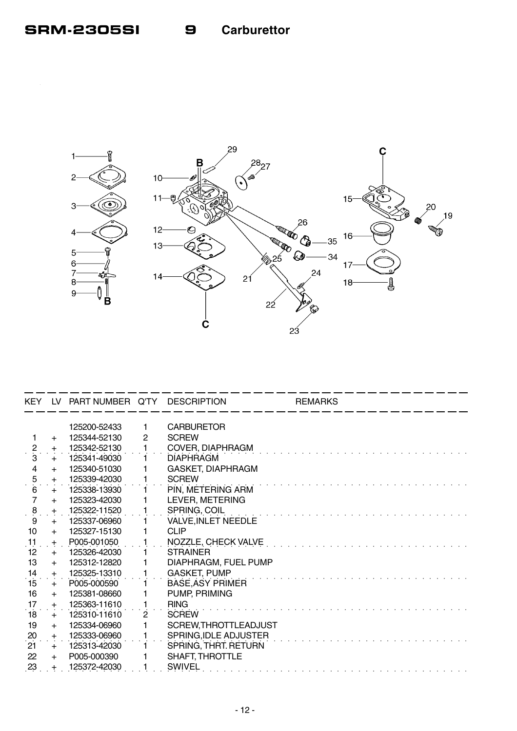# SRM-2305SI 9 Carburettor

| KEY | LV | PART NUMBER | Q'TY | DESCRIPTION | REMARKS |
|---|---|---|---|---|---|
| | | 125200-52433 | 1 | CARBURETOR | |
| 1 | + | 125344-52130 | 2 | SCREW | |
| 2 | + | 125342-52130 | 1 | COVER, DIAPHRAGM | |
| 3 | + | 125341-49030 | 1 | DIAPHRAGM | |
| 4 | + | 125340-51030 | 1 | GASKET, DIAPHRAGM | |
| 5 | + | 125339-42030 | 1 | SCREW | |
| 6 | + | 125338-13930 | 1 | PIN, METERING ARM | |
| 7 | + | 125323-42030 | 1 | LEVER, METERING | |
| 8 | + | 125322-11520 | 1 | SPRING, COIL | |
| 9 | + | 125337-06960 | 1 | VALVE,INLET NEEDLE | |
| 10 | + | 125327-15130 | 1 | CLIP | |
| 11 | + | P005-001050 | 1 | NOZZLE, CHECK VALVE | |
| 12 | + | 125326-42030 | 1 | STRAINER | |
| 13 | + | 125312-12820 | 1 | DIAPHRAGM, FUEL PUMP | |
| 14 | + | 125325-13310 | 1 | GASKET, PUMP | |
| 15 | + | P005-000590 | 1 | BASE,ASY PRIMER | |
| 16 | + | 125381-08660 | 1 | PUMP, PRIMING | |
| 17 | + | 125363-11610 | 1 | RING | |
| 18 | + | 125310-11610 | 2 | SCREW | |
| 19 | + | 125334-06960 | 1 | SCREW,THROTTLEADJUST | |
| 20 | + | 125333-06960 | 1 | SPRING,IDLE ADJUSTER | |
| 21 | + | 125313-42030 | 1 | SPRING, THRT. RETURN | |
| 22 | + | P005-000390 | 1 | SHAFT, THROTTLE | |
| 23 | + | 125372-42030 | 1 | SWIVEL | |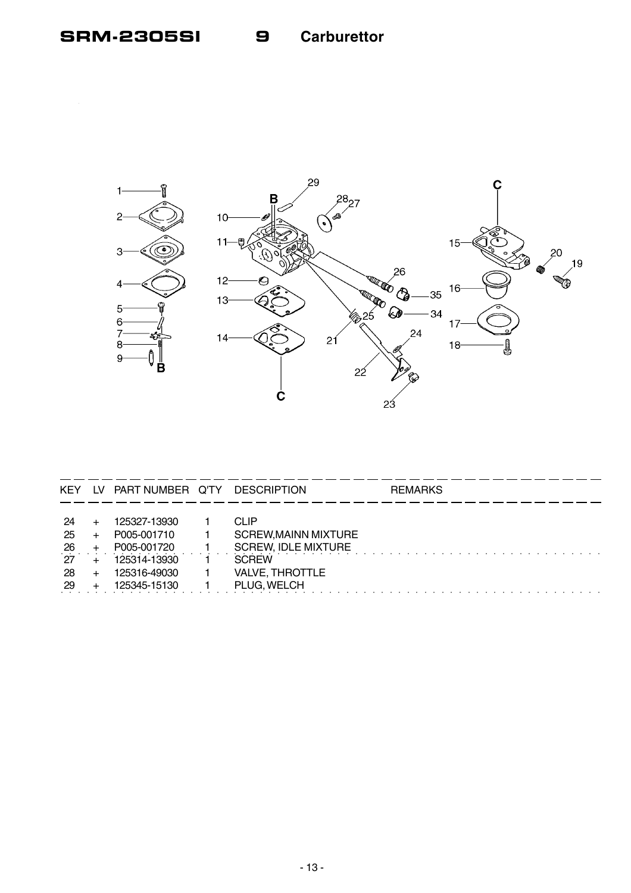# SRM-2305SI 9 Carburettor

| KEY | LV | PART NUMBER | Q'TY | DESCRIPTION | REMARKS |
|---|---|---|---|---|---|
| 24 | + | 125327-13930 | 1 | CLIP | |
| 25 | + | P005-001710 | 1 | SCREW,MAINN MIXTURE | |
| 26 | + | P005-001720 | 1 | SCREW, IDLE MIXTURE | |
| 27 | + | 125314-13930 | 1 | SCREW | |
| 28 | + | 125316-49030 | 1 | VALVE, THROTTLE | |
| 29 | + | 125345-15130 | 1 | PLUG, WELCH | |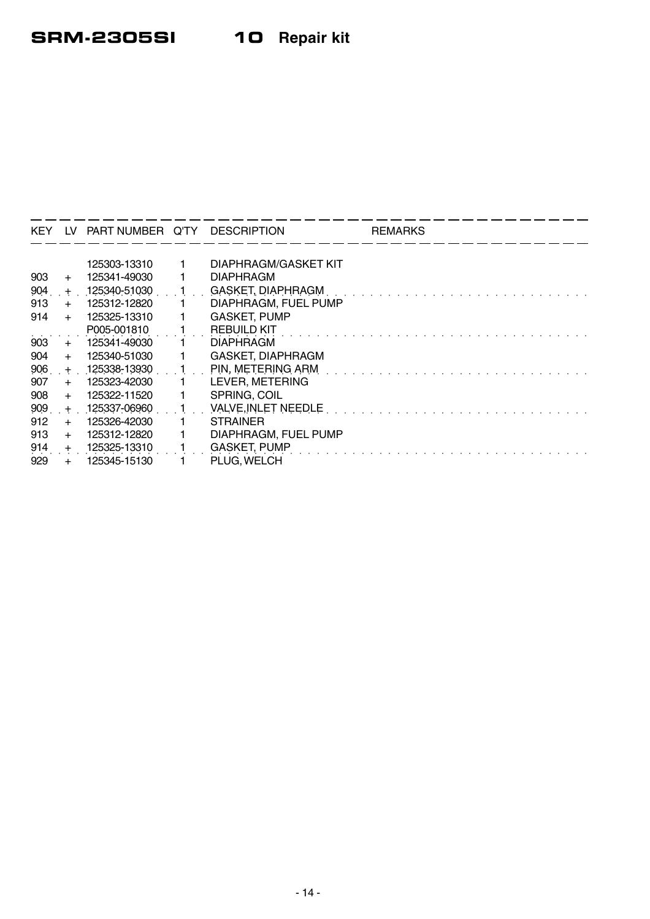# SRM-2305SI 10 Repair kit

| KEY | LV | PART NUMBER | Q'TY | DESCRIPTION | REMARKS |
|---|---|---|---|---|---|
| | | 125303-13310 | 1 | DIAPHRAGM/GASKET KIT | |
| 903 | + | 125341-49030 | 1 | DIAPHRAGM | |
| 904 | + | 125340-51030 | 1 | GASKET, DIAPHRAGM | |
| 913 | + | 125312-12820 | 1 | DIAPHRAGM, FUEL PUMP | |
| 914 | + | 125325-13310 | 1 | GASKET, PUMP | |
| | | P005-001810 | 1 | REBUILD KIT | |
| 903 | + | 125341-49030 | 1 | DIAPHRAGM | |
| 904 | + | 125340-51030 | 1 | GASKET, DIAPHRAGM | |
| 906 | + | 125338-13930 | 1 | PIN, METERING ARM | |
| 907 | + | 125323-42030 | 1 | LEVER, METERING | |
| 908 | + | 125322-11520 | 1 | SPRING, COIL | |
| 909 | + | 125337-06960 | 1 | VALVE,INLET NEEDLE | |
| 912 | + | 125326-42030 | 1 | STRAINER | |
| 913 | + | 125312-12820 | 1 | DIAPHRAGM, FUEL PUMP | |
| 914 | + | 125325-13310 | 1 | GASKET, PUMP | |
| 929 | + | 125345-15130 | 1 | PLUG, WELCH | |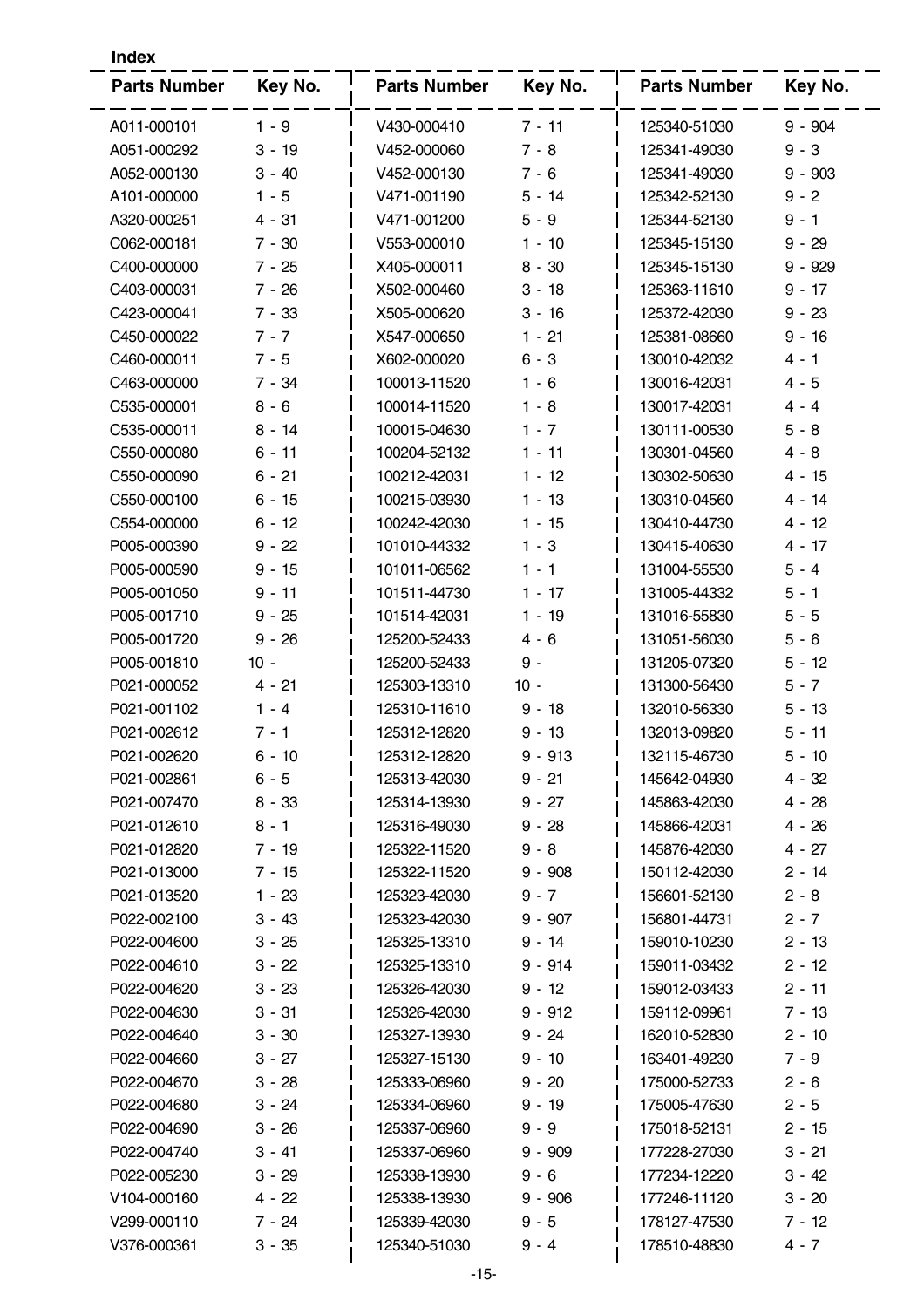**Index**

| Parts Number | Key No. | Parts Number | Key No. | Parts Number | Key No. |
|---|---|---|---|---|---|
| A011-000101 | 1 - 9 | V430-000410 | 7 - 11 | 125340-51030 | 9 - 904 |
| A051-000292 | 3 - 19 | V452-000060 | 7 - 8 | 125341-49030 | 9 - 3 |
| A052-000130 | 3 - 40 | V452-000130 | 7 - 6 | 125341-49030 | 9 - 903 |
| A101-000000 | 1 - 5 | V471-001190 | 5 - 14 | 125342-52130 | 9 - 2 |
| A320-000251 | 4 - 31 | V471-001200 | 5 - 9 | 125344-52130 | 9 - 1 |
| C062-000181 | 7 - 30 | V553-000010 | 1 - 10 | 125345-15130 | 9 - 29 |
| C400-000000 | 7 - 25 | X405-000011 | 8 - 30 | 125345-15130 | 9 - 929 |
| C403-000031 | 7 - 26 | X502-000460 | 3 - 18 | 125363-11610 | 9 - 17 |
| C423-000041 | 7 - 33 | X505-000620 | 3 - 16 | 125372-42030 | 9 - 23 |
| C450-000022 | 7 - 7 | X547-000650 | 1 - 21 | 125381-08660 | 9 - 16 |
| C460-000011 | 7 - 5 | X602-000020 | 6 - 3 | 130010-42032 | 4 - 1 |
| C463-000000 | 7 - 34 | 100013-11520 | 1 - 6 | 130016-42031 | 4 - 5 |
| C535-000001 | 8 - 6 | 100014-11520 | 1 - 8 | 130017-42031 | 4 - 4 |
| C535-000011 | 8 - 14 | 100015-04630 | 1 - 7 | 130111-00530 | 5 - 8 |
| C550-000080 | 6 - 11 | 100204-52132 | 1 - 11 | 130301-04560 | 4 - 8 |
| C550-000090 | 6 - 21 | 100212-42031 | 1 - 12 | 130302-50630 | 4 - 15 |
| C550-000100 | 6 - 15 | 100215-03930 | 1 - 13 | 130310-04560 | 4 - 14 |
| C554-000000 | 6 - 12 | 100242-42030 | 1 - 15 | 130410-44730 | 4 - 12 |
| P005-000390 | 9 - 22 | 101010-44332 | 1 - 3 | 130415-40630 | 4 - 17 |
| P005-000590 | 9 - 15 | 101011-06562 | 1 - 1 | 131004-55530 | 5 - 4 |
| P005-001050 | 9 - 11 | 101511-44730 | 1 - 17 | 131005-44332 | 5 - 1 |
| P005-001710 | 9 - 25 | 101514-42031 | 1 - 19 | 131016-55830 | 5 - 5 |
| P005-001720 | 9 - 26 | 125200-52433 | 4 - 6 | 131051-56030 | 5 - 6 |
| P005-001810 | 10 - | 125200-52433 | 9 - | 131205-07320 | 5 - 12 |
| P021-000052 | 4 - 21 | 125303-13310 | 10 - | 131300-56430 | 5 - 7 |
| P021-001102 | 1 - 4 | 125310-11610 | 9 - 18 | 132010-56330 | 5 - 13 |
| P021-002612 | 7 - 1 | 125312-12820 | 9 - 13 | 132013-09820 | 5 - 11 |
| P021-002620 | 6 - 10 | 125312-12820 | 9 - 913 | 132115-46730 | 5 - 10 |
| P021-002861 | 6 - 5 | 125313-42030 | 9 - 21 | 145642-04930 | 4 - 32 |
| P021-007470 | 8 - 33 | 125314-13930 | 9 - 27 | 145863-42030 | 4 - 28 |
| P021-012610 | 8 - 1 | 125316-49030 | 9 - 28 | 145866-42031 | 4 - 26 |
| P021-012820 | 7 - 19 | 125322-11520 | 9 - 8 | 145876-42030 | 4 - 27 |
| P021-013000 | 7 - 15 | 125322-11520 | 9 - 908 | 150112-42030 | 2 - 14 |
| P021-013520 | 1 - 23 | 125323-42030 | 9 - 7 | 156601-52130 | 2 - 8 |
| P022-002100 | 3 - 43 | 125323-42030 | 9 - 907 | 156801-44731 | 2 - 7 |
| P022-004600 | 3 - 25 | 125325-13310 | 9 - 14 | 159010-10230 | 2 - 13 |
| P022-004610 | 3 - 22 | 125325-13310 | 9 - 914 | 159011-03432 | 2 - 12 |
| P022-004620 | 3 - 23 | 125326-42030 | 9 - 12 | 159012-03433 | 2 - 11 |
| P022-004630 | 3 - 31 | 125326-42030 | 9 - 912 | 159112-09961 | 7 - 13 |
| P022-004640 | 3 - 30 | 125327-13930 | 9 - 24 | 162010-52830 | 2 - 10 |
| P022-004660 | 3 - 27 | 125327-15130 | 9 - 10 | 163401-49230 | 7 - 9 |
| P022-004670 | 3 - 28 | 125333-06960 | 9 - 20 | 175000-52733 | 2 - 6 |
| P022-004680 | 3 - 24 | 125334-06960 | 9 - 19 | 175005-47630 | 2 - 5 |
| P022-004690 | 3 - 26 | 125337-06960 | 9 - 9 | 175018-52131 | 2 - 15 |
| P022-004740 | 3 - 41 | 125337-06960 | 9 - 909 | 177228-27030 | 3 - 21 |
| P022-005230 | 3 - 29 | 125338-13930 | 9 - 6 | 177234-12220 | 3 - 42 |
| V104-000160 | 4 - 22 | 125338-13930 | 9 - 906 | 177246-11120 | 3 - 20 |
| V299-000110 | 7 - 24 | 125339-42030 | 9 - 5 | 178127-47530 | 7 - 12 |
| V376-000361 | 3 - 35 | 125340-51030 | 9 - 4 | 178510-48830 | 4 - 7 |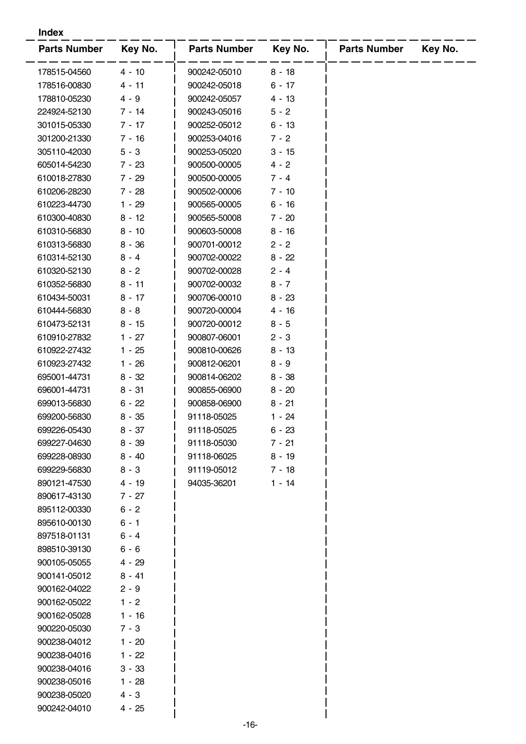**Index**

| Parts Number | Key No. | Parts Number | Key No. | Parts Number | Key No. |
|---|---|---|---|---|---|
| 178515-04560 | 4 - 10 | 900242-05010 | 8 - 18 | | |
| 178516-00830 | 4 - 11 | 900242-05018 | 6 - 17 | | |
| 178810-05230 | 4 - 9 | 900242-05057 | 4 - 13 | | |
| 224924-52130 | 7 - 14 | 900243-05016 | 5 - 2 | | |
| 301015-05330 | 7 - 17 | 900252-05012 | 6 - 13 | | |
| 301200-21330 | 7 - 16 | 900253-04016 | 7 - 2 | | |
| 305110-42030 | 5 - 3 | 900253-05020 | 3 - 15 | | |
| 605014-54230 | 7 - 23 | 900500-00005 | 4 - 2 | | |
| 610018-27830 | 7 - 29 | 900500-00005 | 7 - 4 | | |
| 610206-28230 | 7 - 28 | 900502-00006 | 7 - 10 | | |
| 610223-44730 | 1 - 29 | 900565-00005 | 6 - 16 | | |
| 610300-40830 | 8 - 12 | 900565-50008 | 7 - 20 | | |
| 610310-56830 | 8 - 10 | 900603-50008 | 8 - 16 | | |
| 610313-56830 | 8 - 36 | 900701-00012 | 2 - 2 | | |
| 610314-52130 | 8 - 4 | 900702-00022 | 8 - 22 | | |
| 610320-52130 | 8 - 2 | 900702-00028 | 2 - 4 | | |
| 610352-56830 | 8 - 11 | 900702-00032 | 8 - 7 | | |
| 610434-50031 | 8 - 17 | 900706-00010 | 8 - 23 | | |
| 610444-56830 | 8 - 8 | 900720-00004 | 4 - 16 | | |
| 610473-52131 | 8 - 15 | 900720-00012 | 8 - 5 | | |
| 610910-27832 | 1 - 27 | 900807-06001 | 2 - 3 | | |
| 610922-27432 | 1 - 25 | 900810-00626 | 8 - 13 | | |
| 610923-27432 | 1 - 26 | 900812-06201 | 8 - 9 | | |
| 695001-44731 | 8 - 32 | 900814-06202 | 8 - 38 | | |
| 696001-44731 | 8 - 31 | 900855-06900 | 8 - 20 | | |
| 699013-56830 | 6 - 22 | 900858-06900 | 8 - 21 | | |
| 699200-56830 | 8 - 35 | 91118-05025 | 1 - 24 | | |
| 699226-05430 | 8 - 37 | 91118-05025 | 6 - 23 | | |
| 699227-04630 | 8 - 39 | 91118-05030 | 7 - 21 | | |
| 699228-08930 | 8 - 40 | 91118-06025 | 8 - 19 | | |
| 699229-56830 | 8 - 3 | 91119-05012 | 7 - 18 | | |
| 890121-47530 | 4 - 19 | 94035-36201 | 1 - 14 | | |
| 890617-43130 | 7 - 27 | | | | |
| 895112-00330 | 6 - 2 | | | | |
| 895610-00130 | 6 - 1 | | | | |
| 897518-01131 | 6 - 4 | | | | |
| 898510-39130 | 6 - 6 | | | | |
| 900105-05055 | 4 - 29 | | | | |
| 900141-05012 | 8 - 41 | | | | |
| 900162-04022 | 2 - 9 | | | | |
| 900162-05022 | 1 - 2 | | | | |
| 900162-05028 | 1 - 16 | | | | |
| 900220-05030 | 7 - 3 | | | | |
| 900238-04012 | 1 - 20 | | | | |
| 900238-04016 | 1 - 22 | | | | |
| 900238-04016 | 3 - 33 | | | | |
| 900238-05016 | 1 - 28 | | | | |
| 900238-05020 | 4 - 3 | | | | |
| 900242-04010 | 4 - 25 | | | | |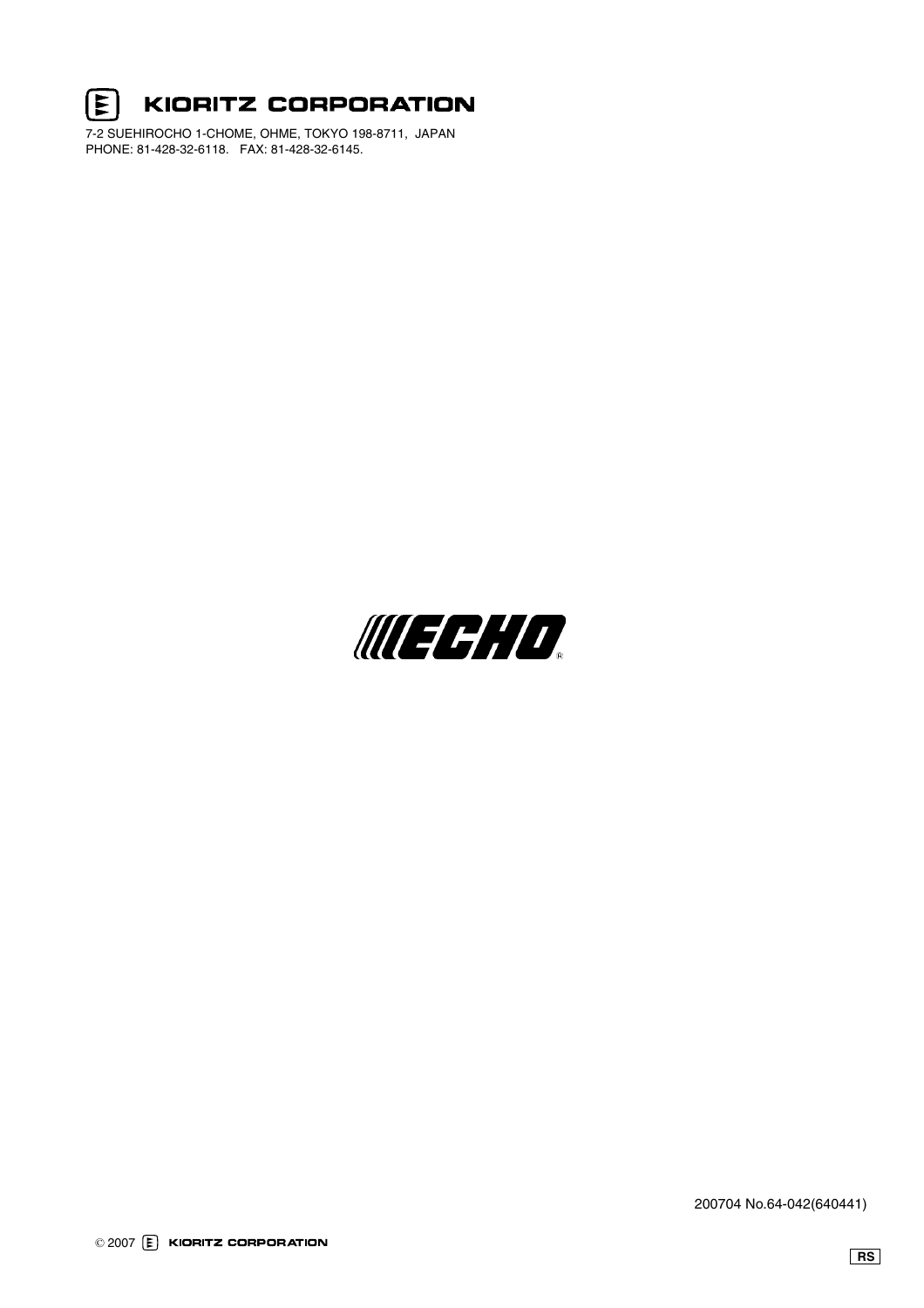**KIORITZ CORPORATION**

7-2 SUEHIROCHO 1-CHOME, OHME, TOKYO 198-8711, JAPAN
PHONE: 81-428-32-6118. FAX: 81-428-32-6145.

ECHO®

200704 No.64-042(640441)

© 2007 KIORITZ CORPORATION

RS